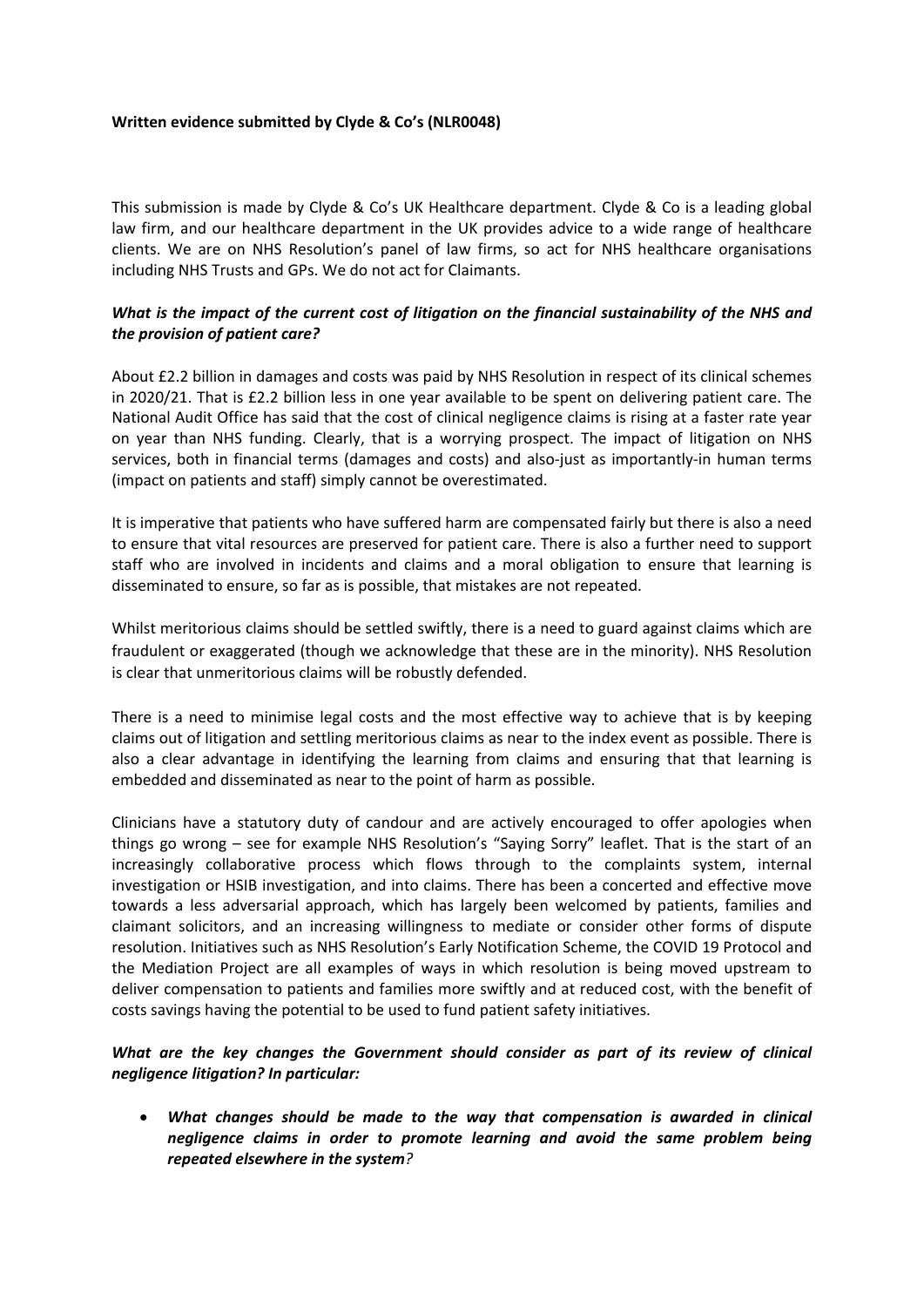**Written evidence submitted by Clyde & Co's (NLR0048)**

This submission is made by Clyde & Co's UK Healthcare department. Clyde & Co is a leading global law firm, and our healthcare department in the UK provides advice to a wide range of healthcare clients. We are on NHS Resolution's panel of law firms, so act for NHS healthcare organisations including NHS Trusts and GPs. We do not act for Claimants.

***What is the impact of the current cost of litigation on the financial sustainability of the NHS and the provision of patient care?***

About £2.2 billion in damages and costs was paid by NHS Resolution in respect of its clinical schemes in 2020/21. That is £2.2 billion less in one year available to be spent on delivering patient care. The National Audit Office has said that the cost of clinical negligence claims is rising at a faster rate year on year than NHS funding. Clearly, that is a worrying prospect. The impact of litigation on NHS services, both in financial terms (damages and costs) and also-just as importantly-in human terms (impact on patients and staff) simply cannot be overestimated.

It is imperative that patients who have suffered harm are compensated fairly but there is also a need to ensure that vital resources are preserved for patient care. There is also a further need to support staff who are involved in incidents and claims and a moral obligation to ensure that learning is disseminated to ensure, so far as is possible, that mistakes are not repeated.

Whilst meritorious claims should be settled swiftly, there is a need to guard against claims which are fraudulent or exaggerated (though we acknowledge that these are in the minority). NHS Resolution is clear that unmeritorious claims will be robustly defended.

There is a need to minimise legal costs and the most effective way to achieve that is by keeping claims out of litigation and settling meritorious claims as near to the index event as possible. There is also a clear advantage in identifying the learning from claims and ensuring that that learning is embedded and disseminated as near to the point of harm as possible.

Clinicians have a statutory duty of candour and are actively encouraged to offer apologies when things go wrong – see for example NHS Resolution's "Saying Sorry" leaflet. That is the start of an increasingly collaborative process which flows through to the complaints system, internal investigation or HSIB investigation, and into claims. There has been a concerted and effective move towards a less adversarial approach, which has largely been welcomed by patients, families and claimant solicitors, and an increasing willingness to mediate or consider other forms of dispute resolution. Initiatives such as NHS Resolution's Early Notification Scheme, the COVID 19 Protocol and the Mediation Project are all examples of ways in which resolution is being moved upstream to deliver compensation to patients and families more swiftly and at reduced cost, with the benefit of costs savings having the potential to be used to fund patient safety initiatives.

***What are the key changes the Government should consider as part of its review of clinical negligence litigation? In particular:***

- ***What changes should be made to the way that compensation is awarded in clinical negligence claims in order to promote learning and avoid the same problem being repeated elsewhere in the system?***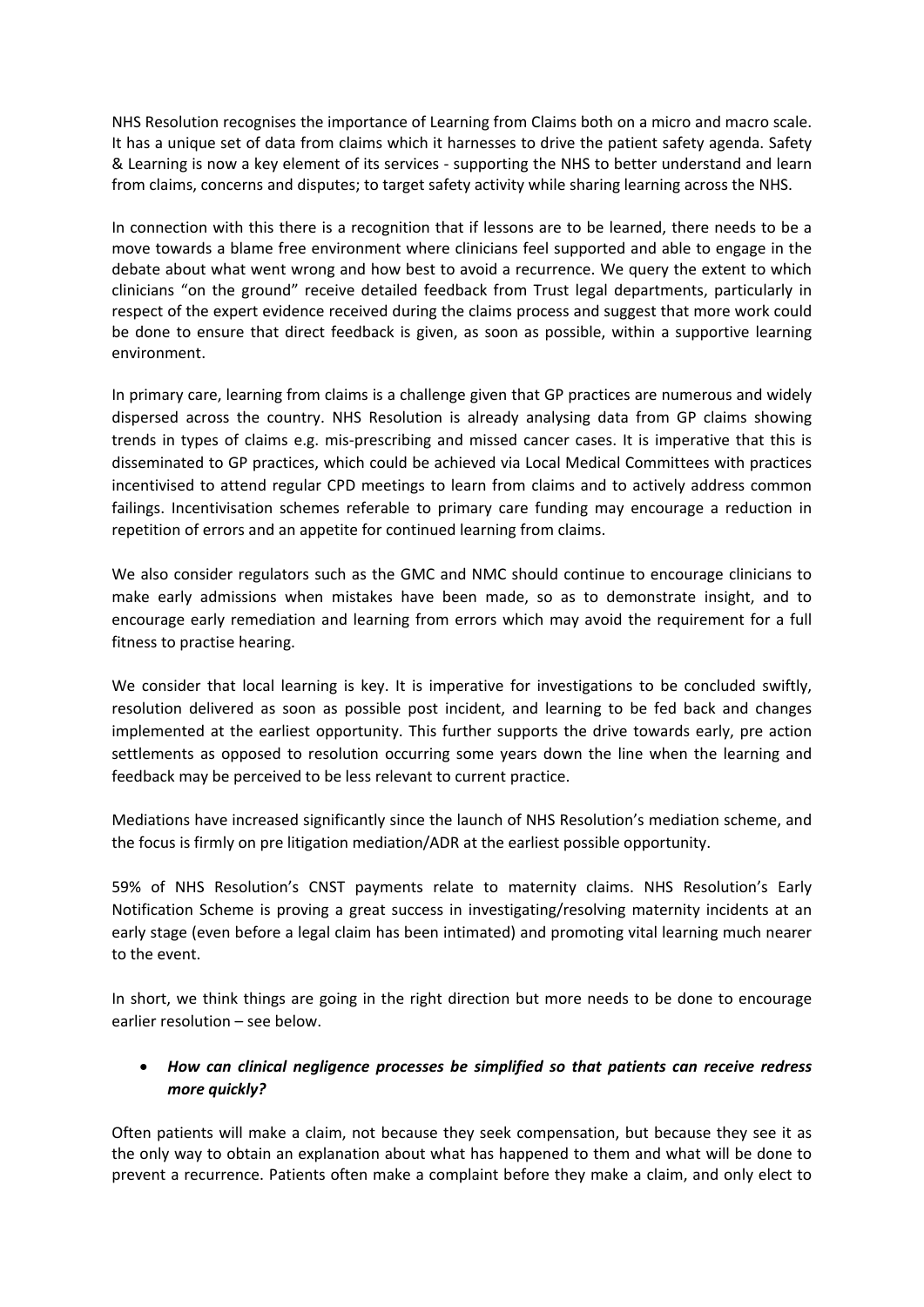NHS Resolution recognises the importance of Learning from Claims both on a micro and macro scale. It has a unique set of data from claims which it harnesses to drive the patient safety agenda. Safety & Learning is now a key element of its services - supporting the NHS to better understand and learn from claims, concerns and disputes; to target safety activity while sharing learning across the NHS.

In connection with this there is a recognition that if lessons are to be learned, there needs to be a move towards a blame free environment where clinicians feel supported and able to engage in the debate about what went wrong and how best to avoid a recurrence. We query the extent to which clinicians "on the ground" receive detailed feedback from Trust legal departments, particularly in respect of the expert evidence received during the claims process and suggest that more work could be done to ensure that direct feedback is given, as soon as possible, within a supportive learning environment.

In primary care, learning from claims is a challenge given that GP practices are numerous and widely dispersed across the country. NHS Resolution is already analysing data from GP claims showing trends in types of claims e.g. mis-prescribing and missed cancer cases. It is imperative that this is disseminated to GP practices, which could be achieved via Local Medical Committees with practices incentivised to attend regular CPD meetings to learn from claims and to actively address common failings. Incentivisation schemes referable to primary care funding may encourage a reduction in repetition of errors and an appetite for continued learning from claims.

We also consider regulators such as the GMC and NMC should continue to encourage clinicians to make early admissions when mistakes have been made, so as to demonstrate insight, and to encourage early remediation and learning from errors which may avoid the requirement for a full fitness to practise hearing.

We consider that local learning is key. It is imperative for investigations to be concluded swiftly, resolution delivered as soon as possible post incident, and learning to be fed back and changes implemented at the earliest opportunity. This further supports the drive towards early, pre action settlements as opposed to resolution occurring some years down the line when the learning and feedback may be perceived to be less relevant to current practice.

Mediations have increased significantly since the launch of NHS Resolution's mediation scheme, and the focus is firmly on pre litigation mediation/ADR at the earliest possible opportunity.

59% of NHS Resolution's CNST payments relate to maternity claims. NHS Resolution's Early Notification Scheme is proving a great success in investigating/resolving maternity incidents at an early stage (even before a legal claim has been intimated) and promoting vital learning much nearer to the event.

In short, we think things are going in the right direction but more needs to be done to encourage earlier resolution – see below.

- ***How can clinical negligence processes be simplified so that patients can receive redress more quickly?***

Often patients will make a claim, not because they seek compensation, but because they see it as the only way to obtain an explanation about what has happened to them and what will be done to prevent a recurrence. Patients often make a complaint before they make a claim, and only elect to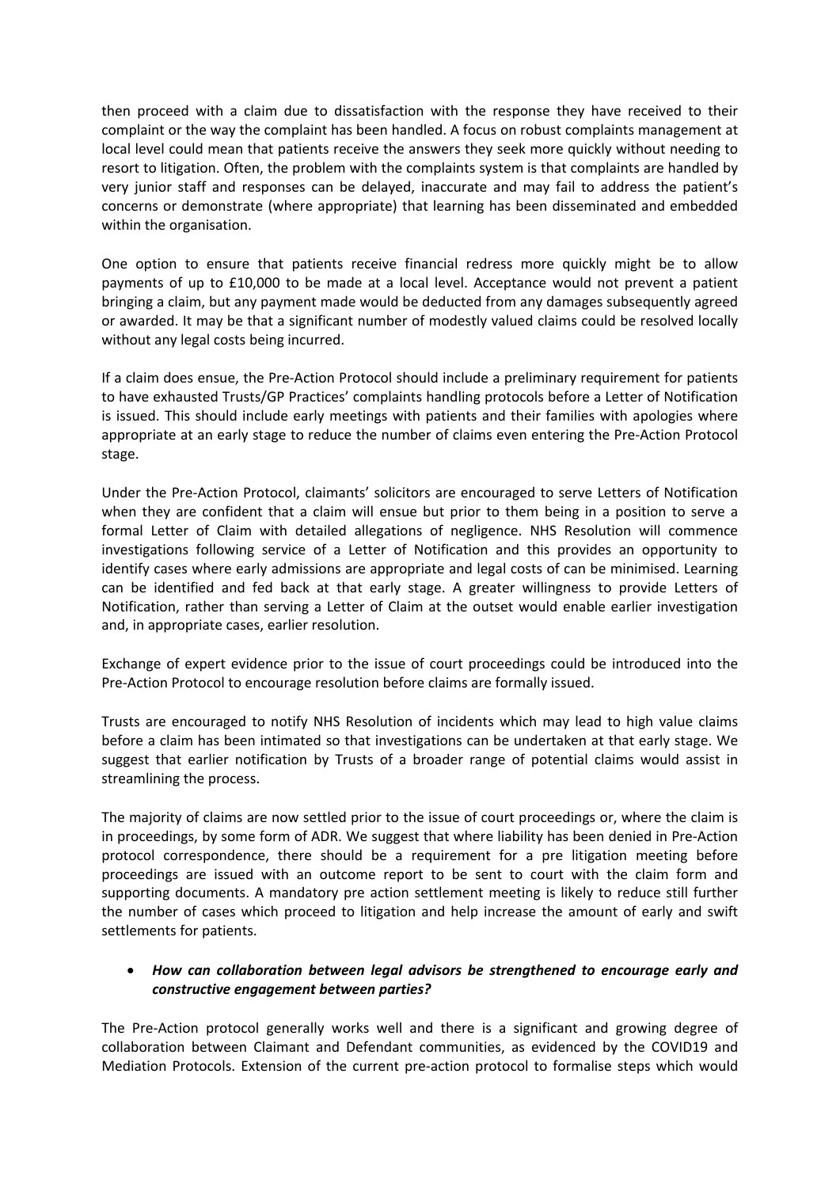then proceed with a claim due to dissatisfaction with the response they have received to their complaint or the way the complaint has been handled. A focus on robust complaints management at local level could mean that patients receive the answers they seek more quickly without needing to resort to litigation. Often, the problem with the complaints system is that complaints are handled by very junior staff and responses can be delayed, inaccurate and may fail to address the patient's concerns or demonstrate (where appropriate) that learning has been disseminated and embedded within the organisation.

One option to ensure that patients receive financial redress more quickly might be to allow payments of up to £10,000 to be made at a local level. Acceptance would not prevent a patient bringing a claim, but any payment made would be deducted from any damages subsequently agreed or awarded. It may be that a significant number of modestly valued claims could be resolved locally without any legal costs being incurred.

If a claim does ensue, the Pre-Action Protocol should include a preliminary requirement for patients to have exhausted Trusts/GP Practices' complaints handling protocols before a Letter of Notification is issued. This should include early meetings with patients and their families with apologies where appropriate at an early stage to reduce the number of claims even entering the Pre-Action Protocol stage.

Under the Pre-Action Protocol, claimants' solicitors are encouraged to serve Letters of Notification when they are confident that a claim will ensue but prior to them being in a position to serve a formal Letter of Claim with detailed allegations of negligence. NHS Resolution will commence investigations following service of a Letter of Notification and this provides an opportunity to identify cases where early admissions are appropriate and legal costs of can be minimised. Learning can be identified and fed back at that early stage. A greater willingness to provide Letters of Notification, rather than serving a Letter of Claim at the outset would enable earlier investigation and, in appropriate cases, earlier resolution.

Exchange of expert evidence prior to the issue of court proceedings could be introduced into the Pre-Action Protocol to encourage resolution before claims are formally issued.

Trusts are encouraged to notify NHS Resolution of incidents which may lead to high value claims before a claim has been intimated so that investigations can be undertaken at that early stage. We suggest that earlier notification by Trusts of a broader range of potential claims would assist in streamlining the process.

The majority of claims are now settled prior to the issue of court proceedings or, where the claim is in proceedings, by some form of ADR. We suggest that where liability has been denied in Pre-Action protocol correspondence, there should be a requirement for a pre litigation meeting before proceedings are issued with an outcome report to be sent to court with the claim form and supporting documents. A mandatory pre action settlement meeting is likely to reduce still further the number of cases which proceed to litigation and help increase the amount of early and swift settlements for patients.

- ***How can collaboration between legal advisors be strengthened to encourage early and constructive engagement between parties?***

The Pre-Action protocol generally works well and there is a significant and growing degree of collaboration between Claimant and Defendant communities, as evidenced by the COVID19 and Mediation Protocols. Extension of the current pre-action protocol to formalise steps which would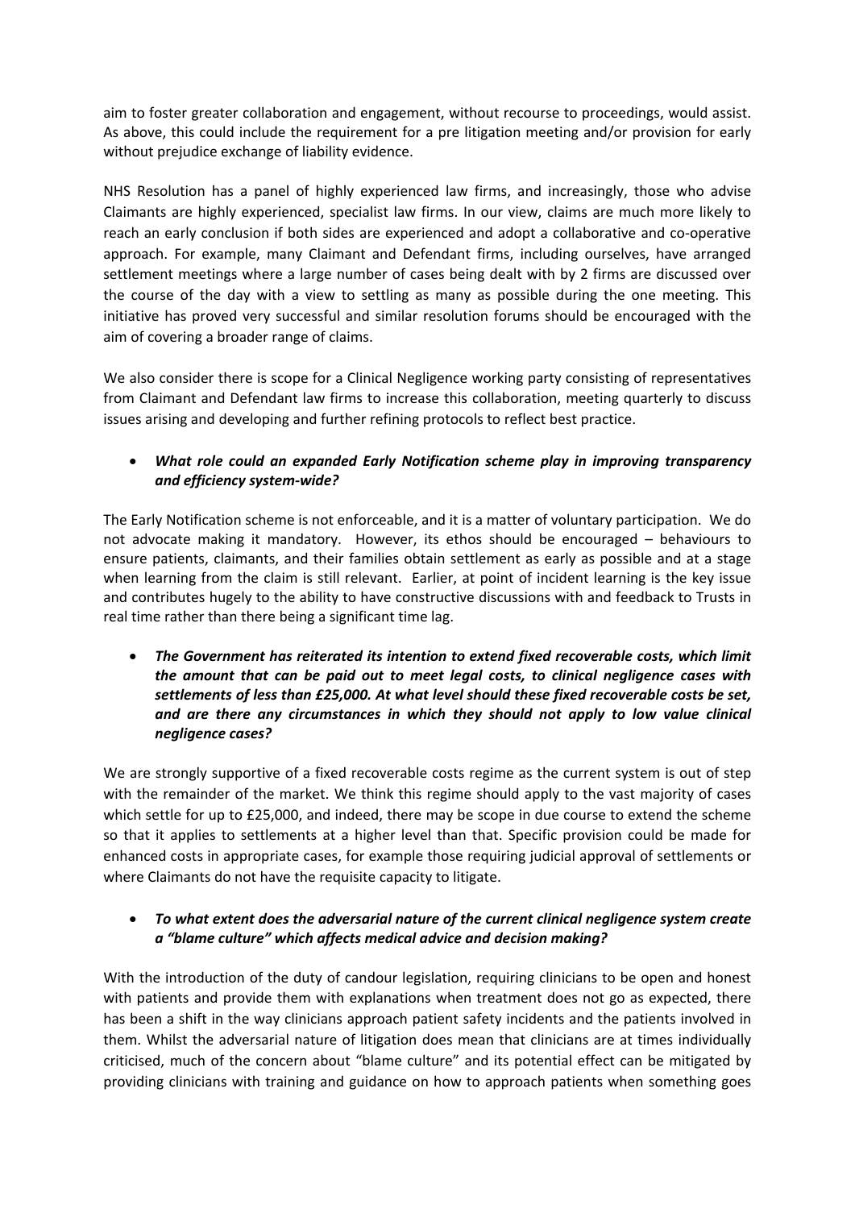aim to foster greater collaboration and engagement, without recourse to proceedings, would assist. As above, this could include the requirement for a pre litigation meeting and/or provision for early without prejudice exchange of liability evidence.

NHS Resolution has a panel of highly experienced law firms, and increasingly, those who advise Claimants are highly experienced, specialist law firms. In our view, claims are much more likely to reach an early conclusion if both sides are experienced and adopt a collaborative and co-operative approach. For example, many Claimant and Defendant firms, including ourselves, have arranged settlement meetings where a large number of cases being dealt with by 2 firms are discussed over the course of the day with a view to settling as many as possible during the one meeting. This initiative has proved very successful and similar resolution forums should be encouraged with the aim of covering a broader range of claims.

We also consider there is scope for a Clinical Negligence working party consisting of representatives from Claimant and Defendant law firms to increase this collaboration, meeting quarterly to discuss issues arising and developing and further refining protocols to reflect best practice.

- ***What role could an expanded Early Notification scheme play in improving transparency and efficiency system-wide?***

The Early Notification scheme is not enforceable, and it is a matter of voluntary participation. We do not advocate making it mandatory. However, its ethos should be encouraged – behaviours to ensure patients, claimants, and their families obtain settlement as early as possible and at a stage when learning from the claim is still relevant. Earlier, at point of incident learning is the key issue and contributes hugely to the ability to have constructive discussions with and feedback to Trusts in real time rather than there being a significant time lag.

- ***The Government has reiterated its intention to extend fixed recoverable costs, which limit the amount that can be paid out to meet legal costs, to clinical negligence cases with settlements of less than £25,000. At what level should these fixed recoverable costs be set, and are there any circumstances in which they should not apply to low value clinical negligence cases?***

We are strongly supportive of a fixed recoverable costs regime as the current system is out of step with the remainder of the market. We think this regime should apply to the vast majority of cases which settle for up to £25,000, and indeed, there may be scope in due course to extend the scheme so that it applies to settlements at a higher level than that. Specific provision could be made for enhanced costs in appropriate cases, for example those requiring judicial approval of settlements or where Claimants do not have the requisite capacity to litigate.

- ***To what extent does the adversarial nature of the current clinical negligence system create a "blame culture" which affects medical advice and decision making?***

With the introduction of the duty of candour legislation, requiring clinicians to be open and honest with patients and provide them with explanations when treatment does not go as expected, there has been a shift in the way clinicians approach patient safety incidents and the patients involved in them. Whilst the adversarial nature of litigation does mean that clinicians are at times individually criticised, much of the concern about "blame culture" and its potential effect can be mitigated by providing clinicians with training and guidance on how to approach patients when something goes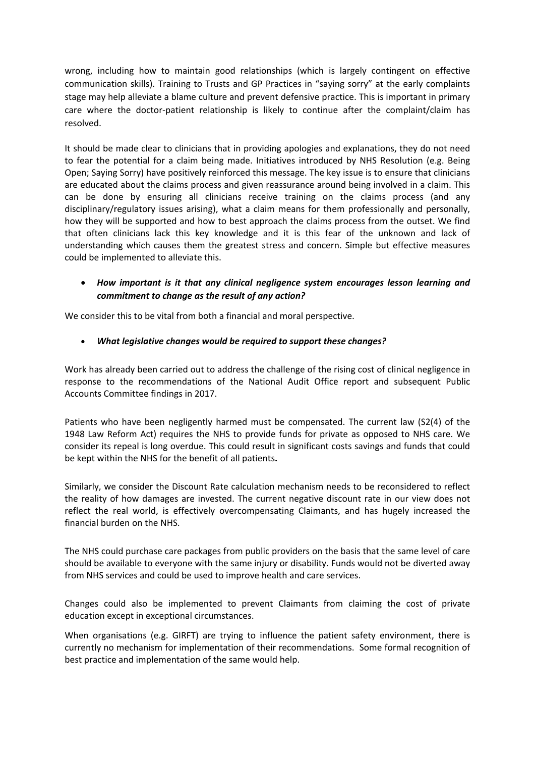wrong, including how to maintain good relationships (which is largely contingent on effective communication skills). Training to Trusts and GP Practices in "saying sorry" at the early complaints stage may help alleviate a blame culture and prevent defensive practice. This is important in primary care where the doctor-patient relationship is likely to continue after the complaint/claim has resolved.

It should be made clear to clinicians that in providing apologies and explanations, they do not need to fear the potential for a claim being made. Initiatives introduced by NHS Resolution (e.g. Being Open; Saying Sorry) have positively reinforced this message. The key issue is to ensure that clinicians are educated about the claims process and given reassurance around being involved in a claim. This can be done by ensuring all clinicians receive training on the claims process (and any disciplinary/regulatory issues arising), what a claim means for them professionally and personally, how they will be supported and how to best approach the claims process from the outset. We find that often clinicians lack this key knowledge and it is this fear of the unknown and lack of understanding which causes them the greatest stress and concern. Simple but effective measures could be implemented to alleviate this.

- ***How important is it that any clinical negligence system encourages lesson learning and commitment to change as the result of any action?***

We consider this to be vital from both a financial and moral perspective.

- ***What legislative changes would be required to support these changes?***

Work has already been carried out to address the challenge of the rising cost of clinical negligence in response to the recommendations of the National Audit Office report and subsequent Public Accounts Committee findings in 2017.

Patients who have been negligently harmed must be compensated. The current law (S2(4) of the 1948 Law Reform Act) requires the NHS to provide funds for private as opposed to NHS care. We consider its repeal is long overdue. This could result in significant costs savings and funds that could be kept within the NHS for the benefit of all patients**.**

Similarly, we consider the Discount Rate calculation mechanism needs to be reconsidered to reflect the reality of how damages are invested. The current negative discount rate in our view does not reflect the real world, is effectively overcompensating Claimants, and has hugely increased the financial burden on the NHS.

The NHS could purchase care packages from public providers on the basis that the same level of care should be available to everyone with the same injury or disability. Funds would not be diverted away from NHS services and could be used to improve health and care services.

Changes could also be implemented to prevent Claimants from claiming the cost of private education except in exceptional circumstances.

When organisations (e.g. GIRFT) are trying to influence the patient safety environment, there is currently no mechanism for implementation of their recommendations. Some formal recognition of best practice and implementation of the same would help.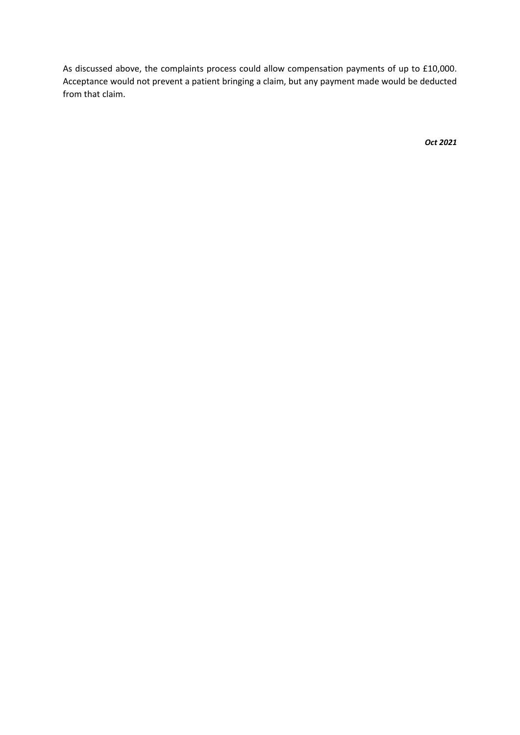As discussed above, the complaints process could allow compensation payments of up to £10,000. Acceptance would not prevent a patient bringing a claim, but any payment made would be deducted from that claim.

***Oct 2021***